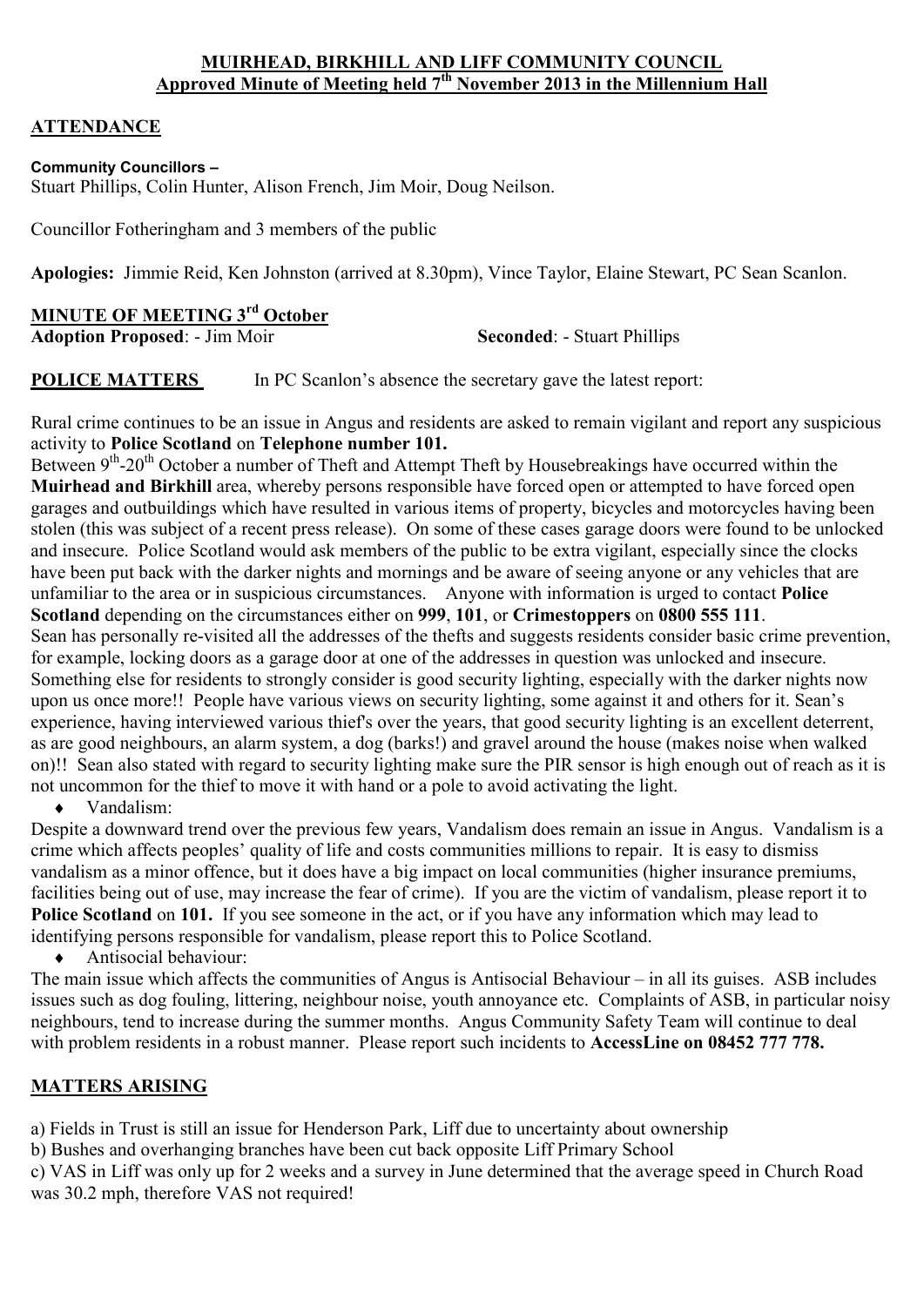# MUIRHEAD, BIRKHILL AND LIFF COMMUNITY COUNCIL
## Approved Minute of Meeting held 7th November 2013 in the Millennium Hall

## ATTENDANCE

**Community Councillors –**
Stuart Phillips, Colin Hunter, Alison French, Jim Moir, Doug Neilson.

Councillor Fotheringham and 3 members of the public

**Apologies:** Jimmie Reid, Ken Johnston (arrived at 8.30pm), Vince Taylor, Elaine Stewart, PC Sean Scanlon.

## MINUTE OF MEETING 3rd October

**Adoption Proposed**: - Jim Moir **Seconded**: - Stuart Phillips

**POLICE MATTERS** In PC Scanlon's absence the secretary gave the latest report:

Rural crime continues to be an issue in Angus and residents are asked to remain vigilant and report any suspicious activity to **Police Scotland** on **Telephone number 101.**

Between 9th-20th October a number of Theft and Attempt Theft by Housebreakings have occurred within the **Muirhead and Birkhill** area, whereby persons responsible have forced open or attempted to have forced open garages and outbuildings which have resulted in various items of property, bicycles and motorcycles having been stolen (this was subject of a recent press release). On some of these cases garage doors were found to be unlocked and insecure. Police Scotland would ask members of the public to be extra vigilant, especially since the clocks have been put back with the darker nights and mornings and be aware of seeing anyone or any vehicles that are unfamiliar to the area or in suspicious circumstances. Anyone with information is urged to contact **Police Scotland** depending on the circumstances either on **999**, **101**, or **Crimestoppers** on **0800 555 111**.

Sean has personally re-visited all the addresses of the thefts and suggests residents consider basic crime prevention, for example, locking doors as a garage door at one of the addresses in question was unlocked and insecure. Something else for residents to strongly consider is good security lighting, especially with the darker nights now upon us once more!! People have various views on security lighting, some against it and others for it. Sean's experience, having interviewed various thief's over the years, that good security lighting is an excellent deterrent, as are good neighbours, an alarm system, a dog (barks!) and gravel around the house (makes noise when walked on)!! Sean also stated with regard to security lighting make sure the PIR sensor is high enough out of reach as it is not uncommon for the thief to move it with hand or a pole to avoid activating the light.

- Vandalism:

Despite a downward trend over the previous few years, Vandalism does remain an issue in Angus. Vandalism is a crime which affects peoples' quality of life and costs communities millions to repair. It is easy to dismiss vandalism as a minor offence, but it does have a big impact on local communities (higher insurance premiums, facilities being out of use, may increase the fear of crime). If you are the victim of vandalism, please report it to **Police Scotland** on **101.** If you see someone in the act, or if you have any information which may lead to identifying persons responsible for vandalism, please report this to Police Scotland.

- Antisocial behaviour:

The main issue which affects the communities of Angus is Antisocial Behaviour – in all its guises. ASB includes issues such as dog fouling, littering, neighbour noise, youth annoyance etc. Complaints of ASB, in particular noisy neighbours, tend to increase during the summer months. Angus Community Safety Team will continue to deal with problem residents in a robust manner. Please report such incidents to **AccessLine on 08452 777 778.**

## MATTERS ARISING

a) Fields in Trust is still an issue for Henderson Park, Liff due to uncertainty about ownership

b) Bushes and overhanging branches have been cut back opposite Liff Primary School

c) VAS in Liff was only up for 2 weeks and a survey in June determined that the average speed in Church Road was 30.2 mph, therefore VAS not required!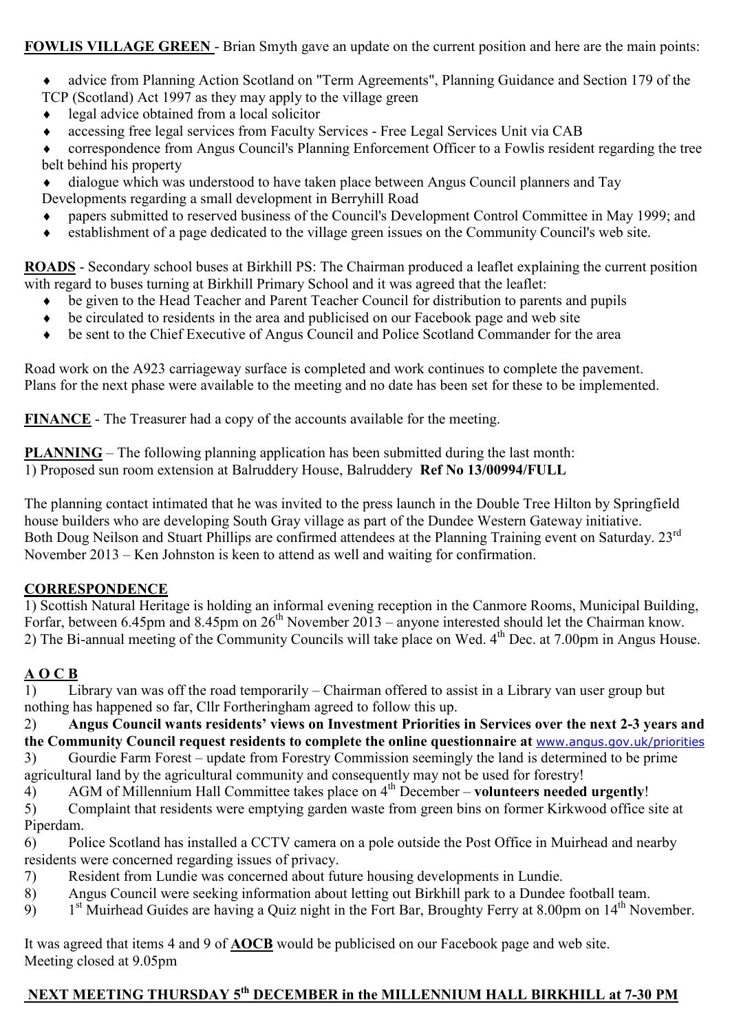**FOWLIS VILLAGE GREEN** - Brian Smyth gave an update on the current position and here are the main points:

- advice from Planning Action Scotland on "Term Agreements", Planning Guidance and Section 179 of the TCP (Scotland) Act 1997 as they may apply to the village green
- legal advice obtained from a local solicitor
- accessing free legal services from Faculty Services - Free Legal Services Unit via CAB
- correspondence from Angus Council's Planning Enforcement Officer to a Fowlis resident regarding the tree belt behind his property
- dialogue which was understood to have taken place between Angus Council planners and Tay Developments regarding a small development in Berryhill Road
- papers submitted to reserved business of the Council's Development Control Committee in May 1999; and
- establishment of a page dedicated to the village green issues on the Community Council's web site.

**ROADS** - Secondary school buses at Birkhill PS: The Chairman produced a leaflet explaining the current position with regard to buses turning at Birkhill Primary School and it was agreed that the leaflet:

- be given to the Head Teacher and Parent Teacher Council for distribution to parents and pupils
- be circulated to residents in the area and publicised on our Facebook page and web site
- be sent to the Chief Executive of Angus Council and Police Scotland Commander for the area

Road work on the A923 carriageway surface is completed and work continues to complete the pavement. Plans for the next phase were available to the meeting and no date has been set for these to be implemented.

**FINANCE** - The Treasurer had a copy of the accounts available for the meeting.

**PLANNING** – The following planning application has been submitted during the last month:
1) Proposed sun room extension at Balruddery House, Balruddery **Ref No 13/00994/FULL**

The planning contact intimated that he was invited to the press launch in the Double Tree Hilton by Springfield house builders who are developing South Gray village as part of the Dundee Western Gateway initiative.
Both Doug Neilson and Stuart Phillips are confirmed attendees at the Planning Training event on Saturday. 23rd November 2013 – Ken Johnston is keen to attend as well and waiting for confirmation.

## CORRESPONDENCE

1) Scottish Natural Heritage is holding an informal evening reception in the Canmore Rooms, Municipal Building, Forfar, between 6.45pm and 8.45pm on 26th November 2013 – anyone interested should let the Chairman know.
2) The Bi-annual meeting of the Community Councils will take place on Wed. 4th Dec. at 7.00pm in Angus House.

## A O C B

1) Library van was off the road temporarily – Chairman offered to assist in a Library van user group but nothing has happened so far, Cllr Fortheringham agreed to follow this up.
2) **Angus Council wants residents' views on Investment Priorities in Services over the next 2-3 years and the Community Council request residents to complete the online questionnaire at** www.angus.gov.uk/priorities
3) Gourdie Farm Forest – update from Forestry Commission seemingly the land is determined to be prime agricultural land by the agricultural community and consequently may not be used for forestry!
4) AGM of Millennium Hall Committee takes place on 4th December – **volunteers needed urgently**!
5) Complaint that residents were emptying garden waste from green bins on former Kirkwood office site at Piperdam.
6) Police Scotland has installed a CCTV camera on a pole outside the Post Office in Muirhead and nearby residents were concerned regarding issues of privacy.
7) Resident from Lundie was concerned about future housing developments in Lundie.
8) Angus Council were seeking information about letting out Birkhill park to a Dundee football team.
9) 1st Muirhead Guides are having a Quiz night in the Fort Bar, Broughty Ferry at 8.00pm on 14th November.

It was agreed that items 4 and 9 of **AOCB** would be publicised on our Facebook page and web site.
Meeting closed at 9.05pm

## NEXT MEETING THURSDAY 5th DECEMBER in the MILLENNIUM HALL BIRKHILL at 7-30 PM